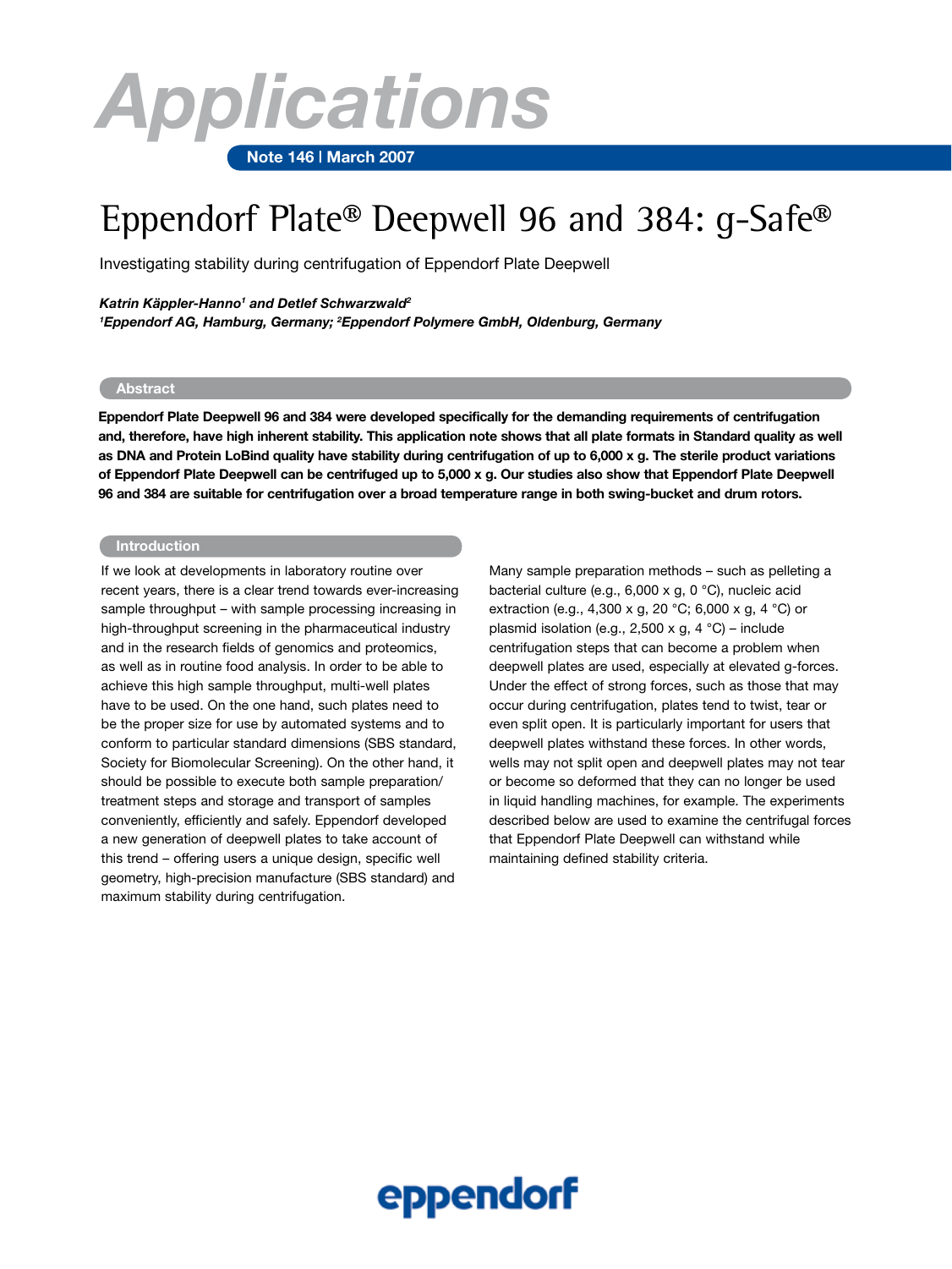# Applications

**Note 146 | March 2007**

# Eppendorf Plate® Deepwell 96 and 384: g-Safe®

Investigating stability during centrifugation of Eppendorf Plate Deepwell

***Katrin Käppler-Hanno[1] and Detlef Schwarzwald[2]***
***[1]Eppendorf AG, Hamburg, Germany; [2]Eppendorf Polymere GmbH, Oldenburg, Germany***

## Abstract

**Eppendorf Plate Deepwell 96 and 384 were developed specifically for the demanding requirements of centrifugation and, therefore, have high inherent stability. This application note shows that all plate formats in Standard quality as well as DNA and Protein LoBind quality have stability during centrifugation of up to 6,000 x g. The sterile product variations of Eppendorf Plate Deepwell can be centrifuged up to 5,000 x g. Our studies also show that Eppendorf Plate Deepwell 96 and 384 are suitable for centrifugation over a broad temperature range in both swing-bucket and drum rotors.**

## Introduction

If we look at developments in laboratory routine over recent years, there is a clear trend towards ever-increasing sample throughput – with sample processing increasing in high-throughput screening in the pharmaceutical industry and in the research fields of genomics and proteomics, as well as in routine food analysis. In order to be able to achieve this high sample throughput, multi-well plates have to be used. On the one hand, such plates need to be the proper size for use by automated systems and to conform to particular standard dimensions (SBS standard, Society for Biomolecular Screening). On the other hand, it should be possible to execute both sample preparation/treatment steps and storage and transport of samples conveniently, efficiently and safely. Eppendorf developed a new generation of deepwell plates to take account of this trend – offering users a unique design, specific well geometry, high-precision manufacture (SBS standard) and maximum stability during centrifugation.

Many sample preparation methods – such as pelleting a bacterial culture (e.g., 6,000 x g, 0 °C), nucleic acid extraction (e.g., 4,300 x g, 20 °C; 6,000 x g, 4 °C) or plasmid isolation (e.g., 2,500 x g, 4 °C) – include centrifugation steps that can become a problem when deepwell plates are used, especially at elevated g-forces. Under the effect of strong forces, such as those that may occur during centrifugation, plates tend to twist, tear or even split open. It is particularly important for users that deepwell plates withstand these forces. In other words, wells may not split open and deepwell plates may not tear or become so deformed that they can no longer be used in liquid handling machines, for example. The experiments described below are used to examine the centrifugal forces that Eppendorf Plate Deepwell can withstand while maintaining defined stability criteria.

eppendorf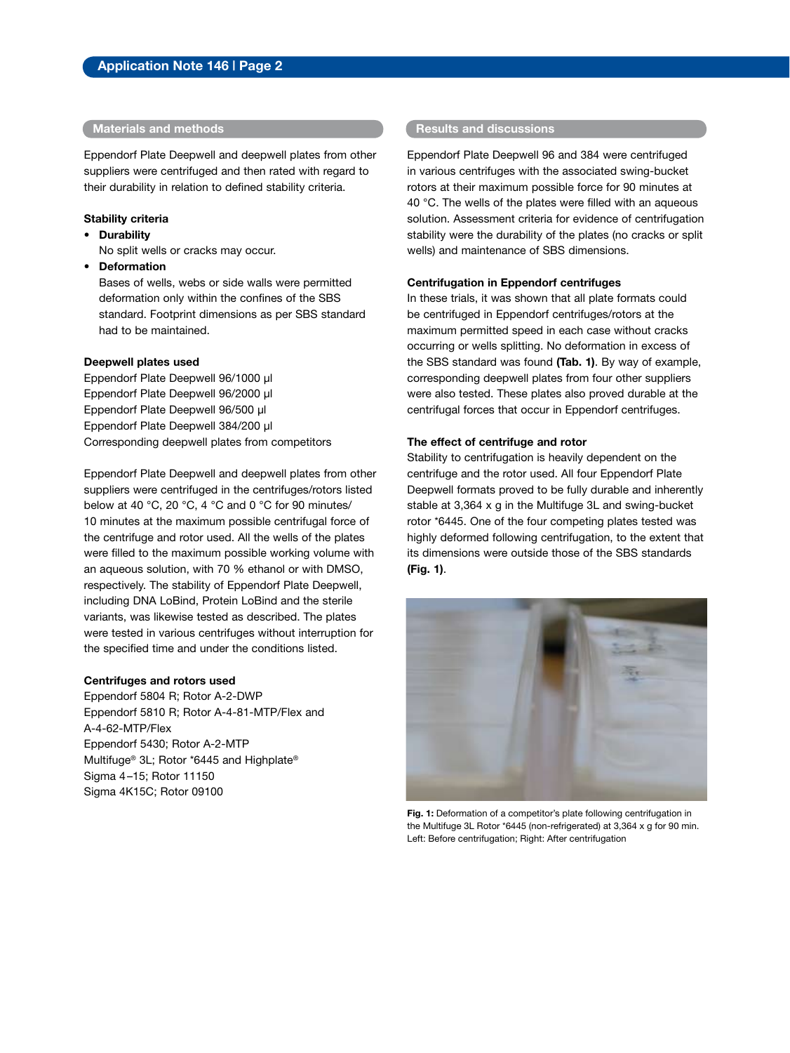## Materials and methods

Eppendorf Plate Deepwell and deepwell plates from other suppliers were centrifuged and then rated with regard to their durability in relation to defined stability criteria.

### Stability criteria

- **Durability**
  No split wells or cracks may occur.
- **Deformation**
  Bases of wells, webs or side walls were permitted deformation only within the confines of the SBS standard. Footprint dimensions as per SBS standard had to be maintained.

### Deepwell plates used

Eppendorf Plate Deepwell 96/1000 µl
Eppendorf Plate Deepwell 96/2000 µl
Eppendorf Plate Deepwell 96/500 µl
Eppendorf Plate Deepwell 384/200 µl
Corresponding deepwell plates from competitors

Eppendorf Plate Deepwell and deepwell plates from other suppliers were centrifuged in the centrifuges/rotors listed below at 40 °C, 20 °C, 4 °C and 0 °C for 90 minutes/ 10 minutes at the maximum possible centrifugal force of the centrifuge and rotor used. All the wells of the plates were filled to the maximum possible working volume with an aqueous solution, with 70 % ethanol or with DMSO, respectively. The stability of Eppendorf Plate Deepwell, including DNA LoBind, Protein LoBind and the sterile variants, was likewise tested as described. The plates were tested in various centrifuges without interruption for the specified time and under the conditions listed.

### Centrifuges and rotors used

Eppendorf 5804 R; Rotor A-2-DWP
Eppendorf 5810 R; Rotor A-4-81-MTP/Flex and A-4-62-MTP/Flex
Eppendorf 5430; Rotor A-2-MTP
Multifuge® 3L; Rotor *6445 and Highplate®
Sigma 4–15; Rotor 11150
Sigma 4K15C; Rotor 09100

## Results and discussions

Eppendorf Plate Deepwell 96 and 384 were centrifuged in various centrifuges with the associated swing-bucket rotors at their maximum possible force for 90 minutes at 40 °C. The wells of the plates were filled with an aqueous solution. Assessment criteria for evidence of centrifugation stability were the durability of the plates (no cracks or split wells) and maintenance of SBS dimensions.

### Centrifugation in Eppendorf centrifuges

In these trials, it was shown that all plate formats could be centrifuged in Eppendorf centrifuges/rotors at the maximum permitted speed in each case without cracks occurring or wells splitting. No deformation in excess of the SBS standard was found **(Tab. 1)**. By way of example, corresponding deepwell plates from four other suppliers were also tested. These plates also proved durable at the centrifugal forces that occur in Eppendorf centrifuges.

### The effect of centrifuge and rotor

Stability to centrifugation is heavily dependent on the centrifuge and the rotor used. All four Eppendorf Plate Deepwell formats proved to be fully durable and inherently stable at 3,364 x g in the Multifuge 3L and swing-bucket rotor *6445. One of the four competing plates tested was highly deformed following centrifugation, to the extent that its dimensions were outside those of the SBS standards **(Fig. 1)**.

**Fig. 1:** Deformation of a competitor's plate following centrifugation in the Multifuge 3L Rotor *6445 (non-refrigerated) at 3,364 x g for 90 min. Left: Before centrifugation; Right: After centrifugation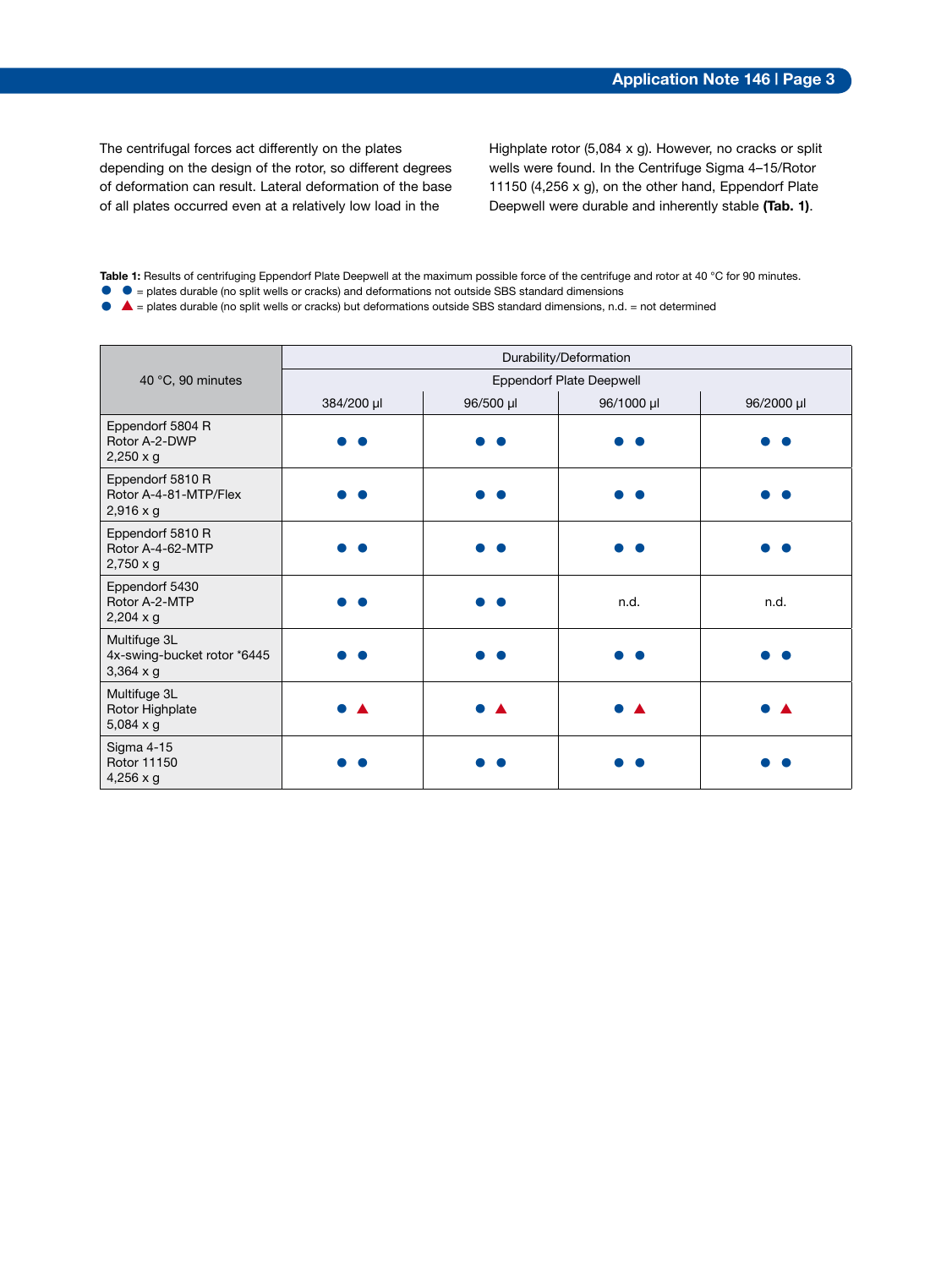The centrifugal forces act differently on the plates depending on the design of the rotor, so different degrees of deformation can result. Lateral deformation of the base of all plates occurred even at a relatively low load in the Highplate rotor (5,084 x g). However, no cracks or split wells were found. In the Centrifuge Sigma 4–15/Rotor 11150 (4,256 x g), on the other hand, Eppendorf Plate Deepwell were durable and inherently stable **(Tab. 1)**.

**Table 1:** Results of centrifuging Eppendorf Plate Deepwell at the maximum possible force of the centrifuge and rotor at 40 °C for 90 minutes.
● ● = plates durable (no split wells or cracks) and deformations not outside SBS standard dimensions
● ▲ = plates durable (no split wells or cracks) but deformations outside SBS standard dimensions, n.d. = not determined

| 40 °C, 90 minutes | Durability/Deformation | | | |
|---|---|---|---|---|
| | Eppendorf Plate Deepwell | | | |
| | 384/200 µl | 96/500 µl | 96/1000 µl | 96/2000 µl |
| Eppendorf 5804 R Rotor A-2-DWP 2,250 x g | ● ● | ● ● | ● ● | ● ● |
| Eppendorf 5810 R Rotor A-4-81-MTP/Flex 2,916 x g | ● ● | ● ● | ● ● | ● ● |
| Eppendorf 5810 R Rotor A-4-62-MTP 2,750 x g | ● ● | ● ● | ● ● | ● ● |
| Eppendorf 5430 Rotor A-2-MTP 2,204 x g | ● ● | ● ● | n.d. | n.d. |
| Multifuge 3L 4x-swing-bucket rotor *6445 3,364 x g | ● ● | ● ● | ● ● | ● ● |
| Multifuge 3L Rotor Highplate 5,084 x g | ● ▲ | ● ▲ | ● ▲ | ● ▲ |
| Sigma 4-15 Rotor 11150 4,256 x g | ● ● | ● ● | ● ● | ● ● |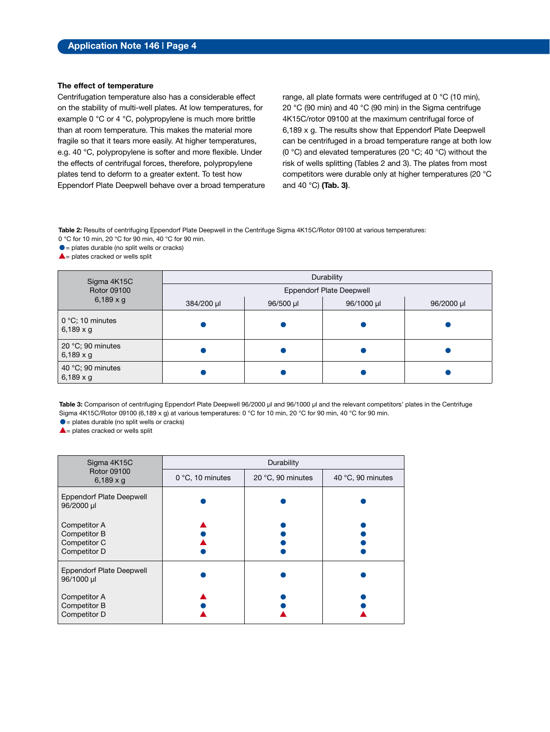### The effect of temperature

Centrifugation temperature also has a considerable effect on the stability of multi-well plates. At low temperatures, for example 0 °C or 4 °C, polypropylene is much more brittle than at room temperature. This makes the material more fragile so that it tears more easily. At higher temperatures, e.g. 40 °C, polypropylene is softer and more flexible. Under the effects of centrifugal forces, therefore, polypropylene plates tend to deform to a greater extent. To test how Eppendorf Plate Deepwell behave over a broad temperature range, all plate formats were centrifuged at 0 °C (10 min), 20 °C (90 min) and 40 °C (90 min) in the Sigma centrifuge 4K15C/rotor 09100 at the maximum centrifugal force of 6,189 x g. The results show that Eppendorf Plate Deepwell can be centrifuged in a broad temperature range at both low (0 °C) and elevated temperatures (20 °C; 40 °C) without the risk of wells splitting (Tables 2 and 3). The plates from most competitors were durable only at higher temperatures (20 °C and 40 °C) **(Tab. 3)**.

**Table 2:** Results of centrifuging Eppendorf Plate Deepwell in the Centrifuge Sigma 4K15C/Rotor 09100 at various temperatures: 0 °C for 10 min, 20 °C for 90 min, 40 °C for 90 min.
● = plates durable (no split wells or cracks)
▲ = plates cracked or wells split

| Sigma 4K15C Rotor 09100 6,189 x g | Durability | | | |
|---|---|---|---|---|
| | Eppendorf Plate Deepwell | | | |
| | 384/200 µl | 96/500 µl | 96/1000 µl | 96/2000 µl |
| 0 °C; 10 minutes 6,189 x g | ● | ● | ● | ● |
| 20 °C; 90 minutes 6,189 x g | ● | ● | ● | ● |
| 40 °C; 90 minutes 6,189 x g | ● | ● | ● | ● |

**Table 3:** Comparison of centrifuging Eppendorf Plate Deepwell 96/2000 µl and 96/1000 µl and the relevant competitors' plates in the Centrifuge Sigma 4K15C/Rotor 09100 (6,189 x g) at various temperatures: 0 °C for 10 min, 20 °C for 90 min, 40 °C for 90 min.
● = plates durable (no split wells or cracks)
▲ = plates cracked or wells split

| Sigma 4K15C Rotor 09100 6,189 x g | Durability | | |
|---|---|---|---|
| | 0 °C, 10 minutes | 20 °C, 90 minutes | 40 °C, 90 minutes |
| Eppendorf Plate Deepwell 96/2000 µl | ● | ● | ● |
| Competitor A | ▲ | ● | ● |
| Competitor B | ● | ● | ● |
| Competitor C | ▲ | ● | ● |
| Competitor D | ● | ● | ● |
| Eppendorf Plate Deepwell 96/1000 µl | ● | ● | ● |
| Competitor A | ▲ | ● | ● |
| Competitor B | ● | ● | ● |
| Competitor D | ▲ | ▲ | ▲ |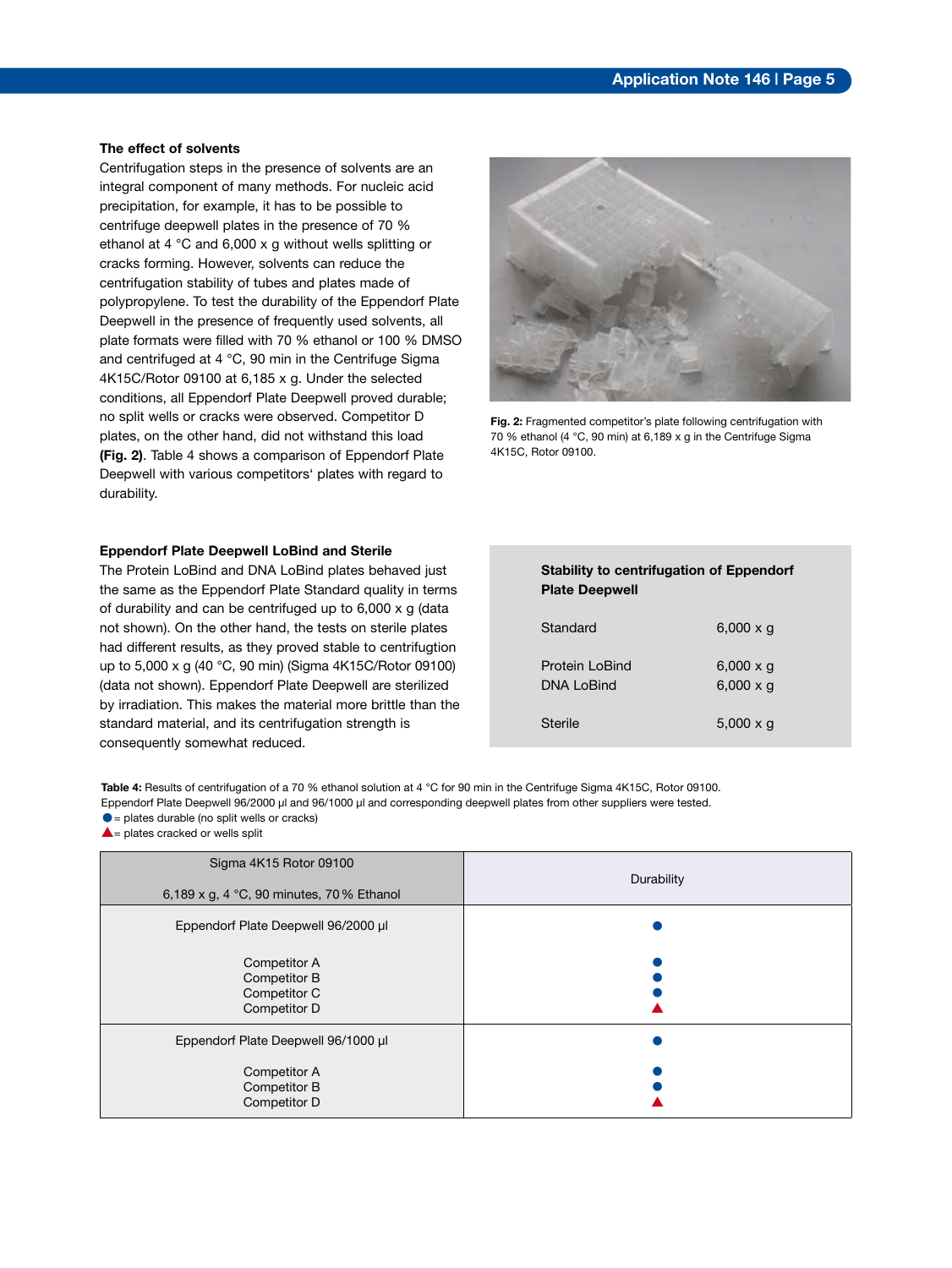### The effect of solvents

Centrifugation steps in the presence of solvents are an integral component of many methods. For nucleic acid precipitation, for example, it has to be possible to centrifuge deepwell plates in the presence of 70 % ethanol at 4 °C and 6,000 x g without wells splitting or cracks forming. However, solvents can reduce the centrifugation stability of tubes and plates made of polypropylene. To test the durability of the Eppendorf Plate Deepwell in the presence of frequently used solvents, all plate formats were filled with 70 % ethanol or 100 % DMSO and centrifuged at 4 °C, 90 min in the Centrifuge Sigma 4K15C/Rotor 09100 at 6,185 x g. Under the selected conditions, all Eppendorf Plate Deepwell proved durable; no split wells or cracks were observed. Competitor D plates, on the other hand, did not withstand this load **(Fig. 2)**. Table 4 shows a comparison of Eppendorf Plate Deepwell with various competitors' plates with regard to durability.

**Fig. 2:** Fragmented competitor's plate following centrifugation with 70 % ethanol (4 °C, 90 min) at 6,189 x g in the Centrifuge Sigma 4K15C, Rotor 09100.

### Eppendorf Plate Deepwell LoBind and Sterile

The Protein LoBind and DNA LoBind plates behaved just the same as the Eppendorf Plate Standard quality in terms of durability and can be centrifuged up to 6,000 x g (data not shown). On the other hand, the tests on sterile plates had different results, as they proved stable to centrifugation up to 5,000 x g (40 °C, 90 min) (Sigma 4K15C/Rotor 09100) (data not shown). Eppendorf Plate Deepwell are sterilized by irradiation. This makes the material more brittle than the standard material, and its centrifugation strength is consequently somewhat reduced.

**Stability to centrifugation of Eppendorf Plate Deepwell**

| | |
|---|---|
| Standard | 6,000 x g |
| Protein LoBind | 6,000 x g |
| DNA LoBind | 6,000 x g |
| Sterile | 5,000 x g |

**Table 4:** Results of centrifugation of a 70 % ethanol solution at 4 °C for 90 min in the Centrifuge Sigma 4K15C, Rotor 09100. Eppendorf Plate Deepwell 96/2000 µl and 96/1000 µl and corresponding deepwell plates from other suppliers were tested.
● = plates durable (no split wells or cracks)
▲ = plates cracked or wells split

| Sigma 4K15 Rotor 09100<br>6,189 x g, 4 °C, 90 minutes, 70 % Ethanol | Durability |
|---|---|
| Eppendorf Plate Deepwell 96/2000 µl | ● |
| Competitor A | ● |
| Competitor B | ● |
| Competitor C | ● |
| Competitor D | ▲ |
| Eppendorf Plate Deepwell 96/1000 µl | ● |
| Competitor A | ● |
| Competitor B | ● |
| Competitor D | ▲ |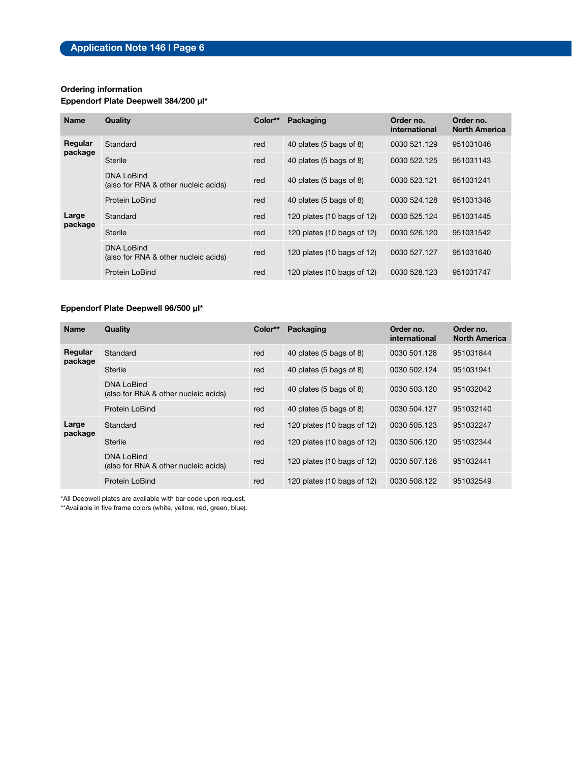**Ordering information**

**Eppendorf Plate Deepwell 384/200 µl***

| Name | Quality | Color** | Packaging | Order no. international | Order no. North America |
|---|---|---|---|---|---|
| **Regular package** | Standard | red | 40 plates (5 bags of 8) | 0030 521.129 | 951031046 |
| | Sterile | red | 40 plates (5 bags of 8) | 0030 522.125 | 951031143 |
| | DNA LoBind (also for RNA & other nucleic acids) | red | 40 plates (5 bags of 8) | 0030 523.121 | 951031241 |
| | Protein LoBind | red | 40 plates (5 bags of 8) | 0030 524.128 | 951031348 |
| **Large package** | Standard | red | 120 plates (10 bags of 12) | 0030 525.124 | 951031445 |
| | Sterile | red | 120 plates (10 bags of 12) | 0030 526.120 | 951031542 |
| | DNA LoBind (also for RNA & other nucleic acids) | red | 120 plates (10 bags of 12) | 0030 527.127 | 951031640 |
| | Protein LoBind | red | 120 plates (10 bags of 12) | 0030 528.123 | 951031747 |

**Eppendorf Plate Deepwell 96/500 µl***

| Name | Quality | Color** | Packaging | Order no. international | Order no. North America |
|---|---|---|---|---|---|
| **Regular package** | Standard | red | 40 plates (5 bags of 8) | 0030 501.128 | 951031844 |
| | Sterile | red | 40 plates (5 bags of 8) | 0030 502.124 | 951031941 |
| | DNA LoBind (also for RNA & other nucleic acids) | red | 40 plates (5 bags of 8) | 0030 503.120 | 951032042 |
| | Protein LoBind | red | 40 plates (5 bags of 8) | 0030 504.127 | 951032140 |
| **Large package** | Standard | red | 120 plates (10 bags of 12) | 0030 505.123 | 951032247 |
| | Sterile | red | 120 plates (10 bags of 12) | 0030 506.120 | 951032344 |
| | DNA LoBind (also for RNA & other nucleic acids) | red | 120 plates (10 bags of 12) | 0030 507.126 | 951032441 |
| | Protein LoBind | red | 120 plates (10 bags of 12) | 0030 508.122 | 951032549 |

*All Deepwell plates are available with bar code upon request.
**Available in five frame colors (white, yellow, red, green, blue).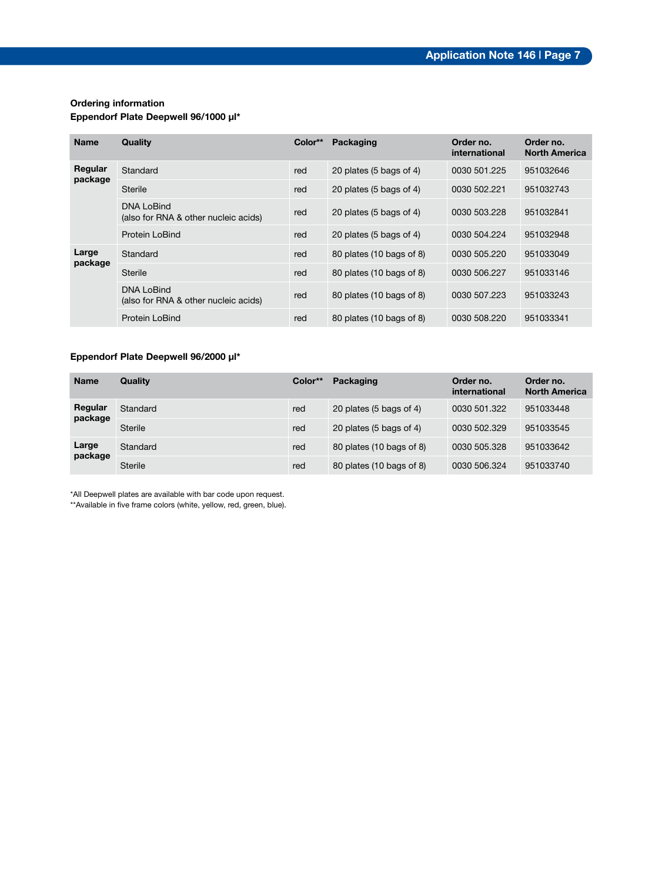**Ordering information**

**Eppendorf Plate Deepwell 96/1000 µl***

| Name | Quality | Color** | Packaging | Order no. international | Order no. North America |
|---|---|---|---|---|---|
| **Regular package** | Standard | red | 20 plates (5 bags of 4) | 0030 501.225 | 951032646 |
| | Sterile | red | 20 plates (5 bags of 4) | 0030 502.221 | 951032743 |
| | DNA LoBind (also for RNA & other nucleic acids) | red | 20 plates (5 bags of 4) | 0030 503.228 | 951032841 |
| | Protein LoBind | red | 20 plates (5 bags of 4) | 0030 504.224 | 951032948 |
| **Large package** | Standard | red | 80 plates (10 bags of 8) | 0030 505.220 | 951033049 |
| | Sterile | red | 80 plates (10 bags of 8) | 0030 506.227 | 951033146 |
| | DNA LoBind (also for RNA & other nucleic acids) | red | 80 plates (10 bags of 8) | 0030 507.223 | 951033243 |
| | Protein LoBind | red | 80 plates (10 bags of 8) | 0030 508.220 | 951033341 |

**Eppendorf Plate Deepwell 96/2000 µl***

| Name | Quality | Color** | Packaging | Order no. international | Order no. North America |
|---|---|---|---|---|---|
| **Regular package** | Standard | red | 20 plates (5 bags of 4) | 0030 501.322 | 951033448 |
| | Sterile | red | 20 plates (5 bags of 4) | 0030 502.329 | 951033545 |
| **Large package** | Standard | red | 80 plates (10 bags of 8) | 0030 505.328 | 951033642 |
| | Sterile | red | 80 plates (10 bags of 8) | 0030 506.324 | 951033740 |

*All Deepwell plates are available with bar code upon request.
**Available in five frame colors (white, yellow, red, green, blue).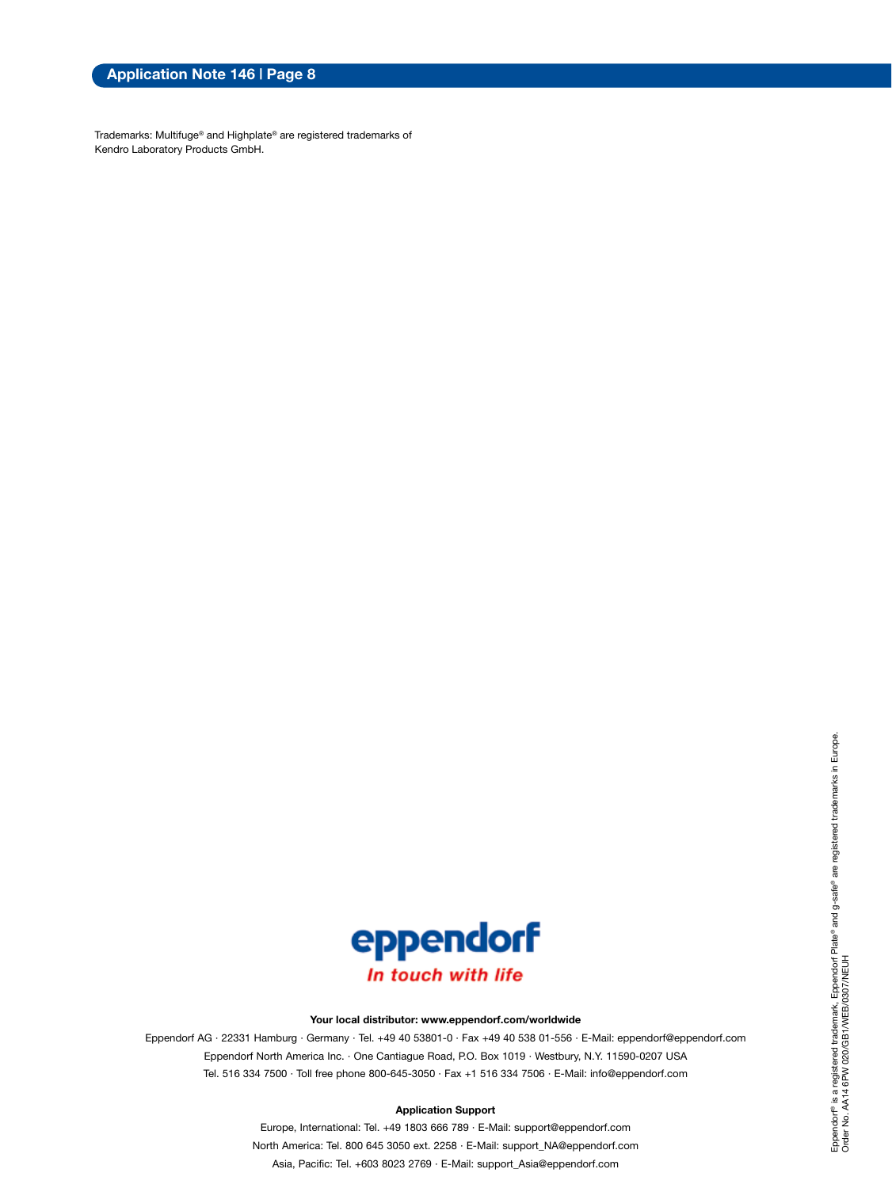Trademarks: Multifuge® and Highplate® are registered trademarks of Kendro Laboratory Products GmbH.

eppendorf

*In touch with life*

**Your local distributor: www.eppendorf.com/worldwide**

Eppendorf AG · 22331 Hamburg · Germany · Tel. +49 40 53801-0 · Fax +49 40 538 01-556 · E-Mail: eppendorf@eppendorf.com

Eppendorf North America Inc. · One Cantiague Road, P.O. Box 1019 · Westbury, N.Y. 11590-0207 USA

Tel. 516 334 7500 · Toll free phone 800-645-3050 · Fax +1 516 334 7506 · E-Mail: info@eppendorf.com

**Application Support**

Europe, International: Tel. +49 1803 666 789 · E-Mail: support@eppendorf.com

North America: Tel. 800 645 3050 ext. 2258 · E-Mail: support_NA@eppendorf.com

Asia, Pacific: Tel. +603 8023 2769 · E-Mail: support_Asia@eppendorf.com

Eppendorf® is a registered trademark, Eppendorf Plate® and g-safe® are registered trademarks in Europe.
Order No. AA14 6PW 020/GB1/WEB/0307/NEUH